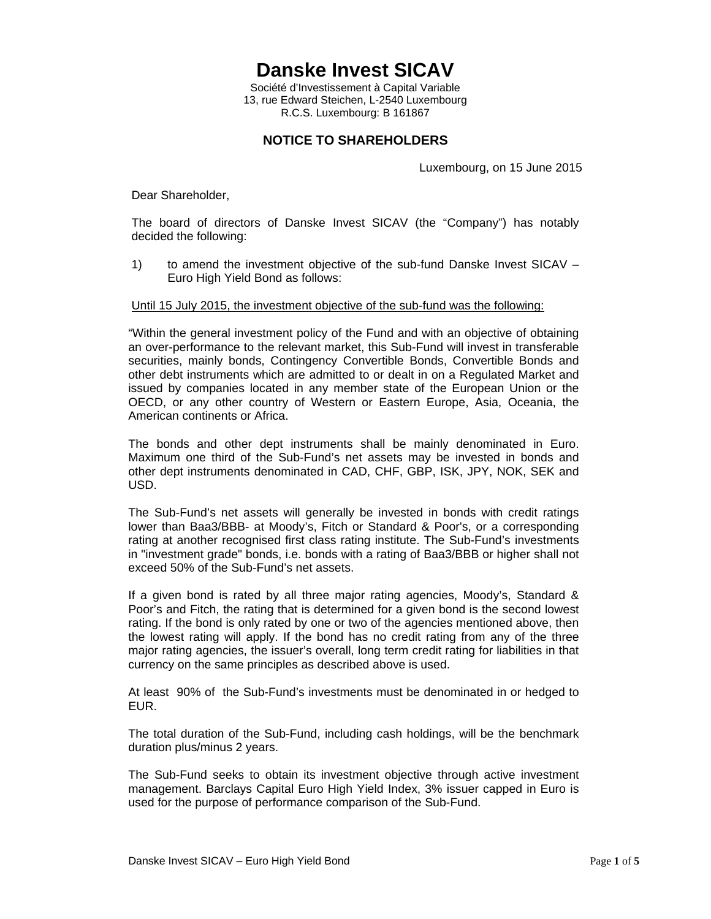# Danske Invest SICAV

Société d'Investissement à Capital Variable
13, rue Edward Steichen, L-2540 Luxembourg
R.C.S. Luxembourg: B 161867

## NOTICE TO SHAREHOLDERS

Luxembourg, on 15 June 2015

Dear Shareholder,

The board of directors of Danske Invest SICAV (the "Company") has notably decided the following:

1) to amend the investment objective of the sub-fund Danske Invest SICAV – Euro High Yield Bond as follows:

<u>Until 15 July 2015, the investment objective of the sub-fund was the following:</u>

"Within the general investment policy of the Fund and with an objective of obtaining an over-performance to the relevant market, this Sub-Fund will invest in transferable securities, mainly bonds, Contingency Convertible Bonds, Convertible Bonds and other debt instruments which are admitted to or dealt in on a Regulated Market and issued by companies located in any member state of the European Union or the OECD, or any other country of Western or Eastern Europe, Asia, Oceania, the American continents or Africa.

The bonds and other dept instruments shall be mainly denominated in Euro. Maximum one third of the Sub-Fund's net assets may be invested in bonds and other dept instruments denominated in CAD, CHF, GBP, ISK, JPY, NOK, SEK and USD.

The Sub-Fund's net assets will generally be invested in bonds with credit ratings lower than Baa3/BBB- at Moody's, Fitch or Standard & Poor's, or a corresponding rating at another recognised first class rating institute. The Sub-Fund's investments in "investment grade" bonds, i.e. bonds with a rating of Baa3/BBB or higher shall not exceed 50% of the Sub-Fund's net assets.

If a given bond is rated by all three major rating agencies, Moody's, Standard & Poor's and Fitch, the rating that is determined for a given bond is the second lowest rating. If the bond is only rated by one or two of the agencies mentioned above, then the lowest rating will apply. If the bond has no credit rating from any of the three major rating agencies, the issuer's overall, long term credit rating for liabilities in that currency on the same principles as described above is used.

At least 90% of the Sub-Fund's investments must be denominated in or hedged to EUR.

The total duration of the Sub-Fund, including cash holdings, will be the benchmark duration plus/minus 2 years.

The Sub-Fund seeks to obtain its investment objective through active investment management. Barclays Capital Euro High Yield Index, 3% issuer capped in Euro is used for the purpose of performance comparison of the Sub-Fund.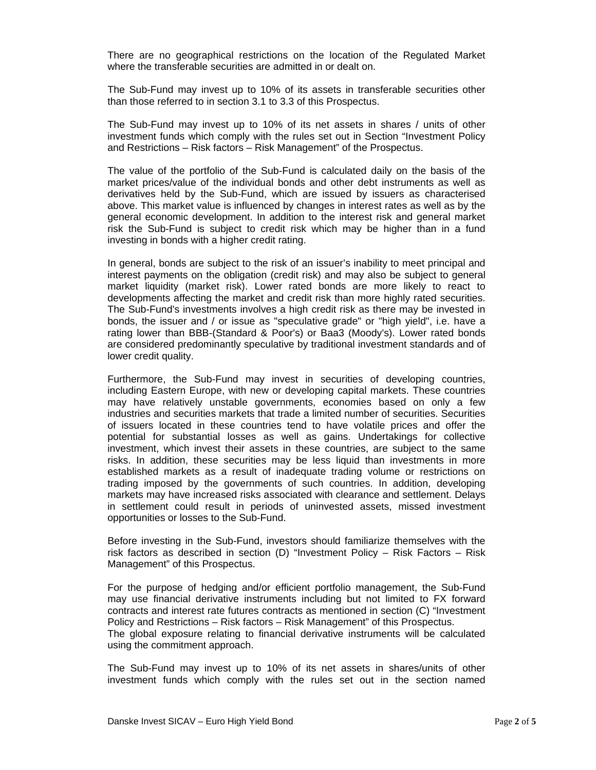There are no geographical restrictions on the location of the Regulated Market where the transferable securities are admitted in or dealt on.

The Sub-Fund may invest up to 10% of its assets in transferable securities other than those referred to in section 3.1 to 3.3 of this Prospectus.

The Sub-Fund may invest up to 10% of its net assets in shares / units of other investment funds which comply with the rules set out in Section "Investment Policy and Restrictions – Risk factors – Risk Management" of the Prospectus.

The value of the portfolio of the Sub-Fund is calculated daily on the basis of the market prices/value of the individual bonds and other debt instruments as well as derivatives held by the Sub-Fund, which are issued by issuers as characterised above. This market value is influenced by changes in interest rates as well as by the general economic development. In addition to the interest risk and general market risk the Sub-Fund is subject to credit risk which may be higher than in a fund investing in bonds with a higher credit rating.

In general, bonds are subject to the risk of an issuer's inability to meet principal and interest payments on the obligation (credit risk) and may also be subject to general market liquidity (market risk). Lower rated bonds are more likely to react to developments affecting the market and credit risk than more highly rated securities. The Sub-Fund's investments involves a high credit risk as there may be invested in bonds, the issuer and / or issue as "speculative grade" or "high yield", i.e. have a rating lower than BBB-(Standard & Poor's) or Baa3 (Moody's). Lower rated bonds are considered predominantly speculative by traditional investment standards and of lower credit quality.

Furthermore, the Sub-Fund may invest in securities of developing countries, including Eastern Europe, with new or developing capital markets. These countries may have relatively unstable governments, economies based on only a few industries and securities markets that trade a limited number of securities. Securities of issuers located in these countries tend to have volatile prices and offer the potential for substantial losses as well as gains. Undertakings for collective investment, which invest their assets in these countries, are subject to the same risks. In addition, these securities may be less liquid than investments in more established markets as a result of inadequate trading volume or restrictions on trading imposed by the governments of such countries. In addition, developing markets may have increased risks associated with clearance and settlement. Delays in settlement could result in periods of uninvested assets, missed investment opportunities or losses to the Sub-Fund.

Before investing in the Sub-Fund, investors should familiarize themselves with the risk factors as described in section (D) "Investment Policy – Risk Factors – Risk Management" of this Prospectus.

For the purpose of hedging and/or efficient portfolio management, the Sub-Fund may use financial derivative instruments including but not limited to FX forward contracts and interest rate futures contracts as mentioned in section (C) "Investment Policy and Restrictions – Risk factors – Risk Management" of this Prospectus.
The global exposure relating to financial derivative instruments will be calculated using the commitment approach.

The Sub-Fund may invest up to 10% of its net assets in shares/units of other investment funds which comply with the rules set out in the section named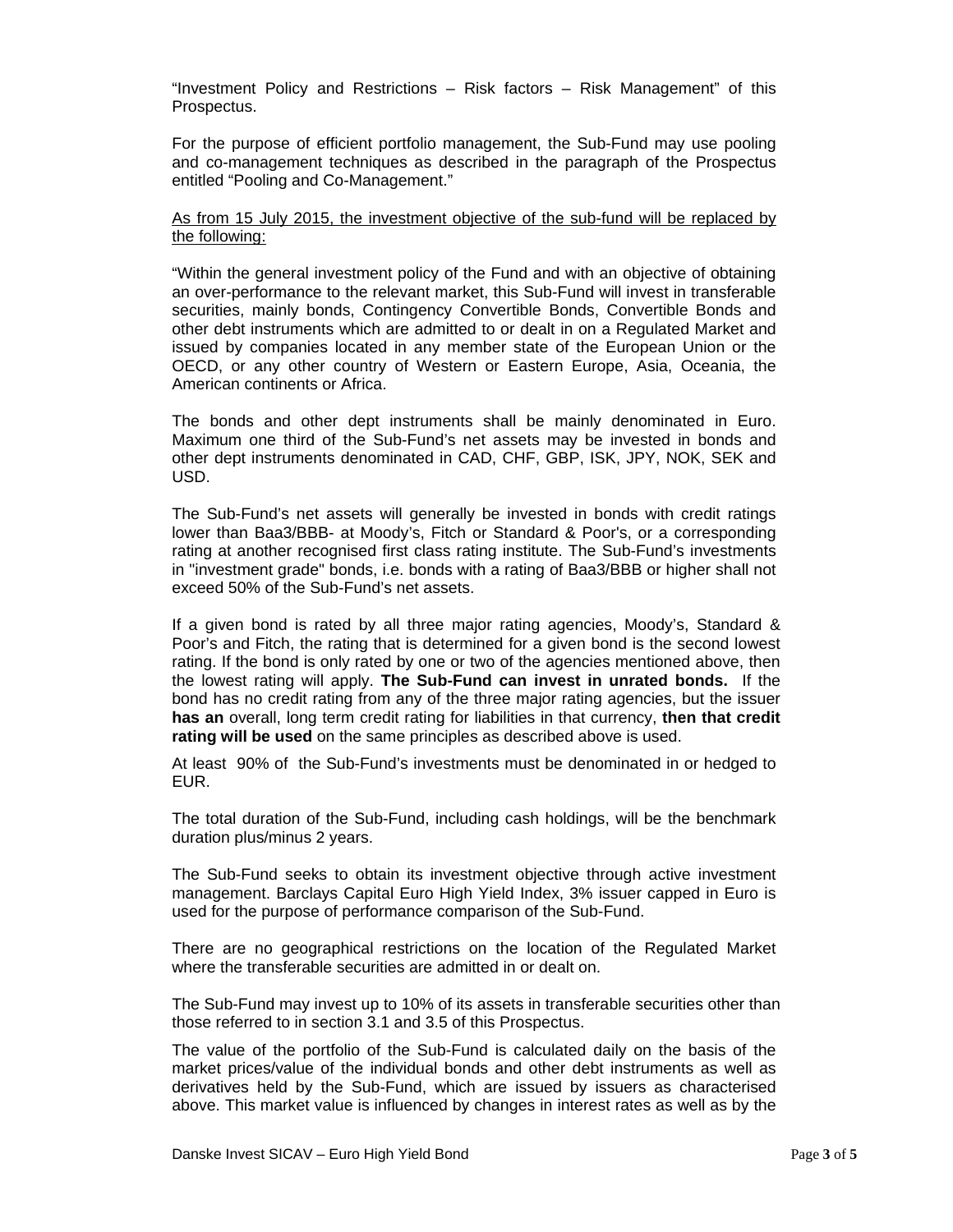"Investment Policy and Restrictions – Risk factors – Risk Management" of this Prospectus.

For the purpose of efficient portfolio management, the Sub-Fund may use pooling and co-management techniques as described in the paragraph of the Prospectus entitled "Pooling and Co-Management."

<u>As from 15 July 2015, the investment objective of the sub-fund will be replaced by the following:</u>

"Within the general investment policy of the Fund and with an objective of obtaining an over-performance to the relevant market, this Sub-Fund will invest in transferable securities, mainly bonds, Contingency Convertible Bonds, Convertible Bonds and other debt instruments which are admitted to or dealt in on a Regulated Market and issued by companies located in any member state of the European Union or the OECD, or any other country of Western or Eastern Europe, Asia, Oceania, the American continents or Africa.

The bonds and other dept instruments shall be mainly denominated in Euro. Maximum one third of the Sub-Fund's net assets may be invested in bonds and other dept instruments denominated in CAD, CHF, GBP, ISK, JPY, NOK, SEK and USD.

The Sub-Fund's net assets will generally be invested in bonds with credit ratings lower than Baa3/BBB- at Moody's, Fitch or Standard & Poor's, or a corresponding rating at another recognised first class rating institute. The Sub-Fund's investments in "investment grade" bonds, i.e. bonds with a rating of Baa3/BBB or higher shall not exceed 50% of the Sub-Fund's net assets.

If a given bond is rated by all three major rating agencies, Moody's, Standard & Poor's and Fitch, the rating that is determined for a given bond is the second lowest rating. If the bond is only rated by one or two of the agencies mentioned above, then the lowest rating will apply. **The Sub-Fund can invest in unrated bonds.** If the bond has no credit rating from any of the three major rating agencies, but the issuer **has an** overall, long term credit rating for liabilities in that currency, **then that credit rating will be used** on the same principles as described above is used.

At least 90% of the Sub-Fund's investments must be denominated in or hedged to EUR.

The total duration of the Sub-Fund, including cash holdings, will be the benchmark duration plus/minus 2 years.

The Sub-Fund seeks to obtain its investment objective through active investment management. Barclays Capital Euro High Yield Index, 3% issuer capped in Euro is used for the purpose of performance comparison of the Sub-Fund.

There are no geographical restrictions on the location of the Regulated Market where the transferable securities are admitted in or dealt on.

The Sub-Fund may invest up to 10% of its assets in transferable securities other than those referred to in section 3.1 and 3.5 of this Prospectus.

The value of the portfolio of the Sub-Fund is calculated daily on the basis of the market prices/value of the individual bonds and other debt instruments as well as derivatives held by the Sub-Fund, which are issued by issuers as characterised above. This market value is influenced by changes in interest rates as well as by the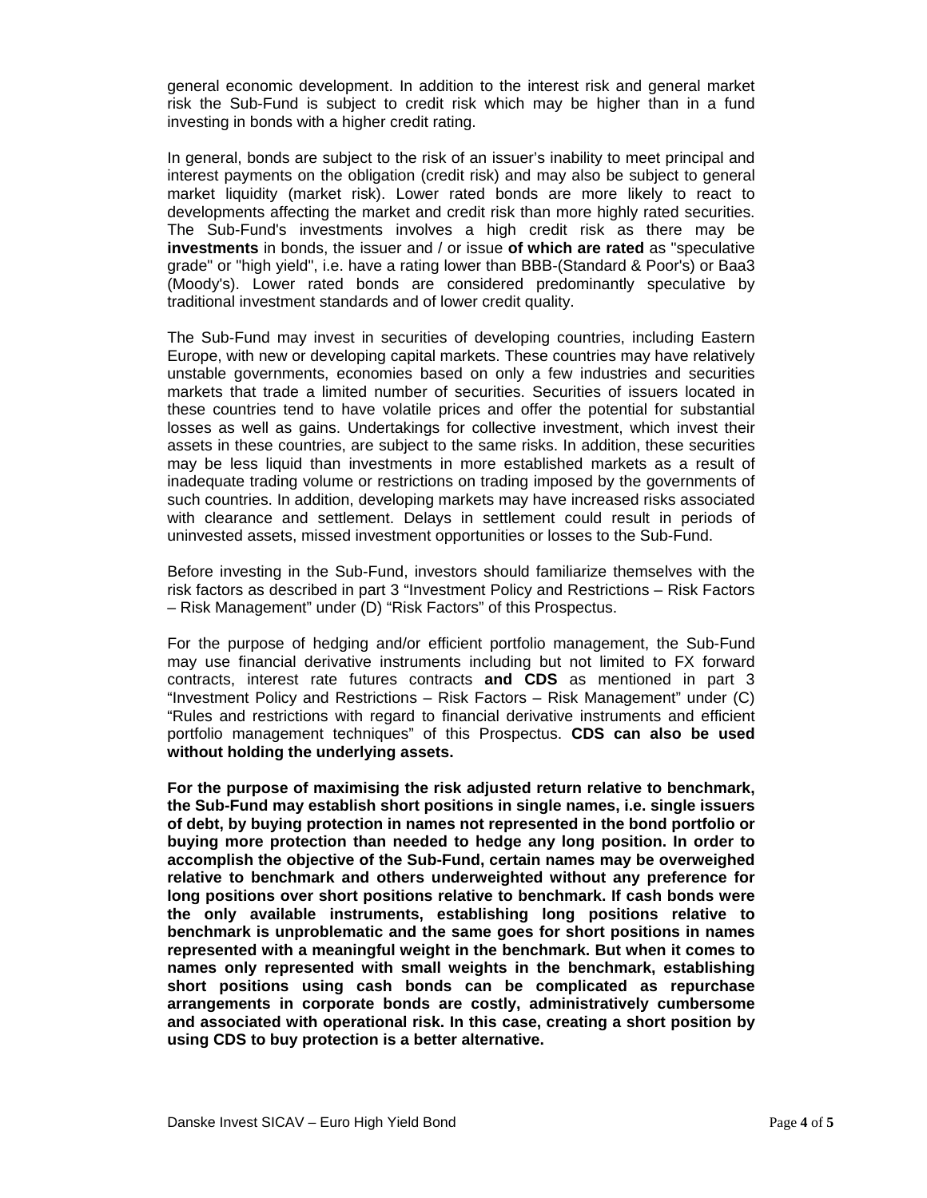general economic development. In addition to the interest risk and general market risk the Sub-Fund is subject to credit risk which may be higher than in a fund investing in bonds with a higher credit rating.

In general, bonds are subject to the risk of an issuer's inability to meet principal and interest payments on the obligation (credit risk) and may also be subject to general market liquidity (market risk). Lower rated bonds are more likely to react to developments affecting the market and credit risk than more highly rated securities. The Sub-Fund's investments involves a high credit risk as there may be **investments** in bonds, the issuer and / or issue **of which are rated** as "speculative grade" or "high yield", i.e. have a rating lower than BBB-(Standard & Poor's) or Baa3 (Moody's). Lower rated bonds are considered predominantly speculative by traditional investment standards and of lower credit quality.

The Sub-Fund may invest in securities of developing countries, including Eastern Europe, with new or developing capital markets. These countries may have relatively unstable governments, economies based on only a few industries and securities markets that trade a limited number of securities. Securities of issuers located in these countries tend to have volatile prices and offer the potential for substantial losses as well as gains. Undertakings for collective investment, which invest their assets in these countries, are subject to the same risks. In addition, these securities may be less liquid than investments in more established markets as a result of inadequate trading volume or restrictions on trading imposed by the governments of such countries. In addition, developing markets may have increased risks associated with clearance and settlement. Delays in settlement could result in periods of uninvested assets, missed investment opportunities or losses to the Sub-Fund.

Before investing in the Sub-Fund, investors should familiarize themselves with the risk factors as described in part 3 "Investment Policy and Restrictions – Risk Factors – Risk Management" under (D) "Risk Factors" of this Prospectus.

For the purpose of hedging and/or efficient portfolio management, the Sub-Fund may use financial derivative instruments including but not limited to FX forward contracts, interest rate futures contracts **and CDS** as mentioned in part 3 "Investment Policy and Restrictions – Risk Factors – Risk Management" under (C) "Rules and restrictions with regard to financial derivative instruments and efficient portfolio management techniques" of this Prospectus. **CDS can also be used without holding the underlying assets.**

**For the purpose of maximising the risk adjusted return relative to benchmark, the Sub-Fund may establish short positions in single names, i.e. single issuers of debt, by buying protection in names not represented in the bond portfolio or buying more protection than needed to hedge any long position. In order to accomplish the objective of the Sub-Fund, certain names may be overweighed relative to benchmark and others underweighted without any preference for long positions over short positions relative to benchmark. If cash bonds were the only available instruments, establishing long positions relative to benchmark is unproblematic and the same goes for short positions in names represented with a meaningful weight in the benchmark. But when it comes to names only represented with small weights in the benchmark, establishing short positions using cash bonds can be complicated as repurchase arrangements in corporate bonds are costly, administratively cumbersome and associated with operational risk. In this case, creating a short position by using CDS to buy protection is a better alternative.**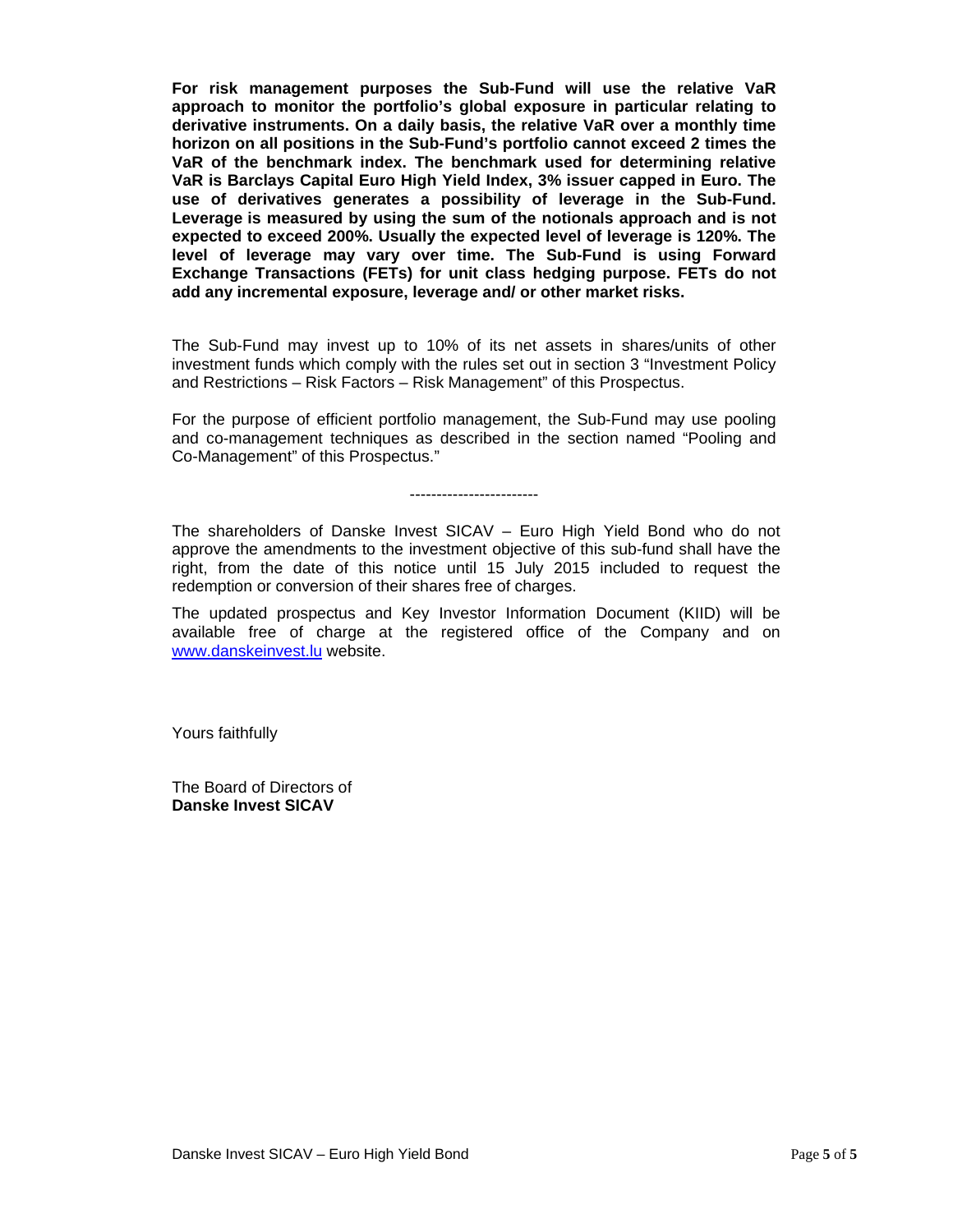**For risk management purposes the Sub-Fund will use the relative VaR approach to monitor the portfolio's global exposure in particular relating to derivative instruments. On a daily basis, the relative VaR over a monthly time horizon on all positions in the Sub-Fund's portfolio cannot exceed 2 times the VaR of the benchmark index. The benchmark used for determining relative VaR is Barclays Capital Euro High Yield Index, 3% issuer capped in Euro. The use of derivatives generates a possibility of leverage in the Sub-Fund. Leverage is measured by using the sum of the notionals approach and is not expected to exceed 200%. Usually the expected level of leverage is 120%. The level of leverage may vary over time. The Sub-Fund is using Forward Exchange Transactions (FETs) for unit class hedging purpose. FETs do not add any incremental exposure, leverage and/ or other market risks.**

The Sub-Fund may invest up to 10% of its net assets in shares/units of other investment funds which comply with the rules set out in section 3 "Investment Policy and Restrictions – Risk Factors – Risk Management" of this Prospectus.

For the purpose of efficient portfolio management, the Sub-Fund may use pooling and co-management techniques as described in the section named "Pooling and Co-Management" of this Prospectus."

------------------------

The shareholders of Danske Invest SICAV – Euro High Yield Bond who do not approve the amendments to the investment objective of this sub-fund shall have the right, from the date of this notice until 15 July 2015 included to request the redemption or conversion of their shares free of charges.

The updated prospectus and Key Investor Information Document (KIID) will be available free of charge at the registered office of the Company and on www.danskeinvest.lu website.

Yours faithfully

The Board of Directors of
**Danske Invest SICAV**